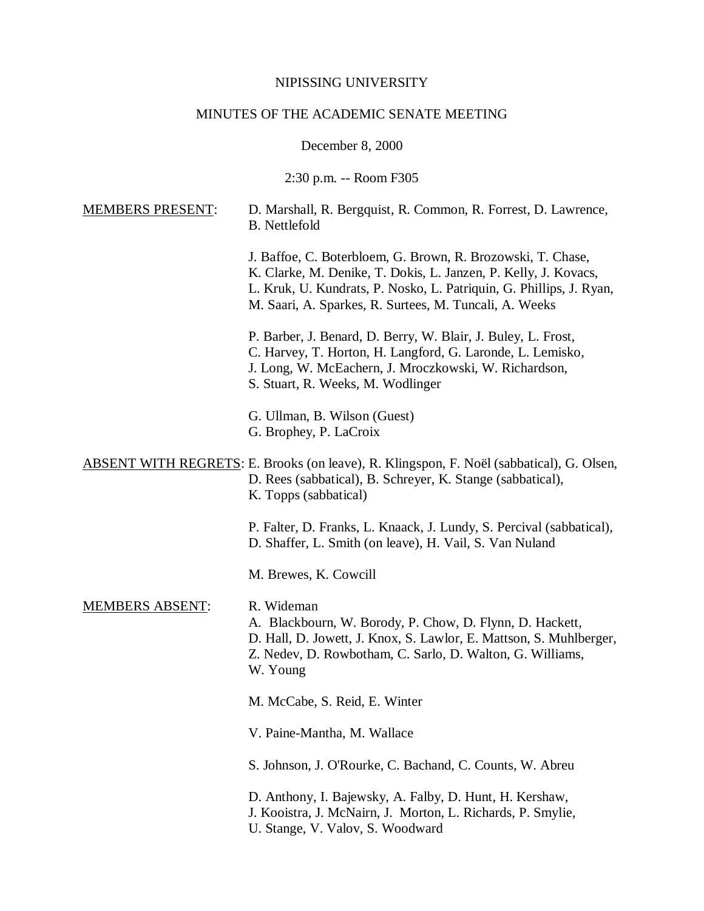NIPISSING UNIVERSITY

MINUTES OF THE ACADEMIC SENATE MEETING

December 8, 2000

2:30 p.m. -- Room F305

MEMBERS PRESENT: D. Marshall, R. Bergquist, R. Common, R. Forrest, D. Lawrence, B. Nettlefold

J. Baffoe, C. Boterbloem, G. Brown, R. Brozowski, T. Chase, K. Clarke, M. Denike, T. Dokis, L. Janzen, P. Kelly, J. Kovacs, L. Kruk, U. Kundrats, P. Nosko, L. Patriquin, G. Phillips, J. Ryan, M. Saari, A. Sparkes, R. Surtees, M. Tuncali, A. Weeks

P. Barber, J. Benard, D. Berry, W. Blair, J. Buley, L. Frost, C. Harvey, T. Horton, H. Langford, G. Laronde, L. Lemisko, J. Long, W. McEachern, J. Mroczkowski, W. Richardson, S. Stuart, R. Weeks, M. Wodlinger

G. Ullman, B. Wilson (Guest)
G. Brophey, P. LaCroix

ABSENT WITH REGRETS: E. Brooks (on leave), R. Klingspon, F. Noël (sabbatical), G. Olsen, D. Rees (sabbatical), B. Schreyer, K. Stange (sabbatical), K. Topps (sabbatical)

P. Falter, D. Franks, L. Knaack, J. Lundy, S. Percival (sabbatical), D. Shaffer, L. Smith (on leave), H. Vail, S. Van Nuland

M. Brewes, K. Cowcill

MEMBERS ABSENT: R. Wideman
A. Blackbourn, W. Borody, P. Chow, D. Flynn, D. Hackett, D. Hall, D. Jowett, J. Knox, S. Lawlor, E. Mattson, S. Muhlberger, Z. Nedev, D. Rowbotham, C. Sarlo, D. Walton, G. Williams, W. Young

M. McCabe, S. Reid, E. Winter

V. Paine-Mantha, M. Wallace

S. Johnson, J. O'Rourke, C. Bachand, C. Counts, W. Abreu

D. Anthony, I. Bajewsky, A. Falby, D. Hunt, H. Kershaw, J. Kooistra, J. McNairn, J. Morton, L. Richards, P. Smylie, U. Stange, V. Valov, S. Woodward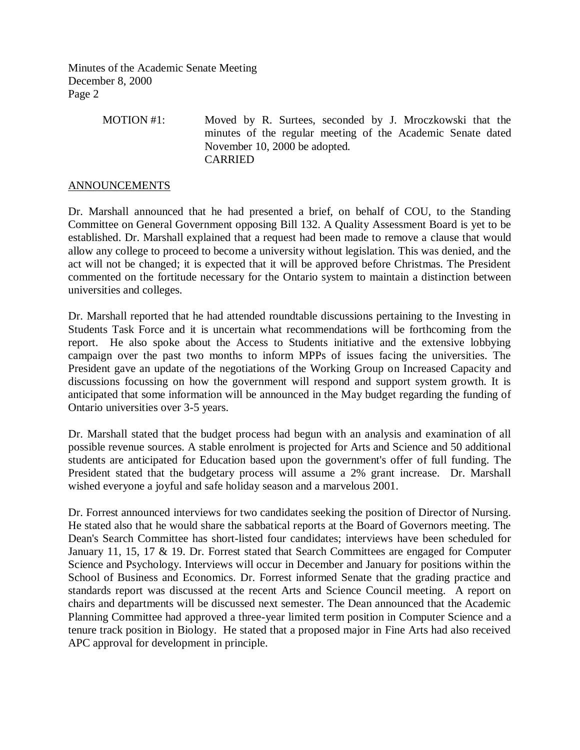MOTION #1: Moved by R. Surtees, seconded by J. Mroczkowski that the minutes of the regular meeting of the Academic Senate dated November 10, 2000 be adopted.
CARRIED

## ANNOUNCEMENTS

Dr. Marshall announced that he had presented a brief, on behalf of COU, to the Standing Committee on General Government opposing Bill 132. A Quality Assessment Board is yet to be established. Dr. Marshall explained that a request had been made to remove a clause that would allow any college to proceed to become a university without legislation. This was denied, and the act will not be changed; it is expected that it will be approved before Christmas. The President commented on the fortitude necessary for the Ontario system to maintain a distinction between universities and colleges.

Dr. Marshall reported that he had attended roundtable discussions pertaining to the Investing in Students Task Force and it is uncertain what recommendations will be forthcoming from the report. He also spoke about the Access to Students initiative and the extensive lobbying campaign over the past two months to inform MPPs of issues facing the universities. The President gave an update of the negotiations of the Working Group on Increased Capacity and discussions focussing on how the government will respond and support system growth. It is anticipated that some information will be announced in the May budget regarding the funding of Ontario universities over 3-5 years.

Dr. Marshall stated that the budget process had begun with an analysis and examination of all possible revenue sources. A stable enrolment is projected for Arts and Science and 50 additional students are anticipated for Education based upon the government's offer of full funding. The President stated that the budgetary process will assume a 2% grant increase. Dr. Marshall wished everyone a joyful and safe holiday season and a marvelous 2001.

Dr. Forrest announced interviews for two candidates seeking the position of Director of Nursing. He stated also that he would share the sabbatical reports at the Board of Governors meeting. The Dean's Search Committee has short-listed four candidates; interviews have been scheduled for January 11, 15, 17 & 19. Dr. Forrest stated that Search Committees are engaged for Computer Science and Psychology. Interviews will occur in December and January for positions within the School of Business and Economics. Dr. Forrest informed Senate that the grading practice and standards report was discussed at the recent Arts and Science Council meeting. A report on chairs and departments will be discussed next semester. The Dean announced that the Academic Planning Committee had approved a three-year limited term position in Computer Science and a tenure track position in Biology. He stated that a proposed major in Fine Arts had also received APC approval for development in principle.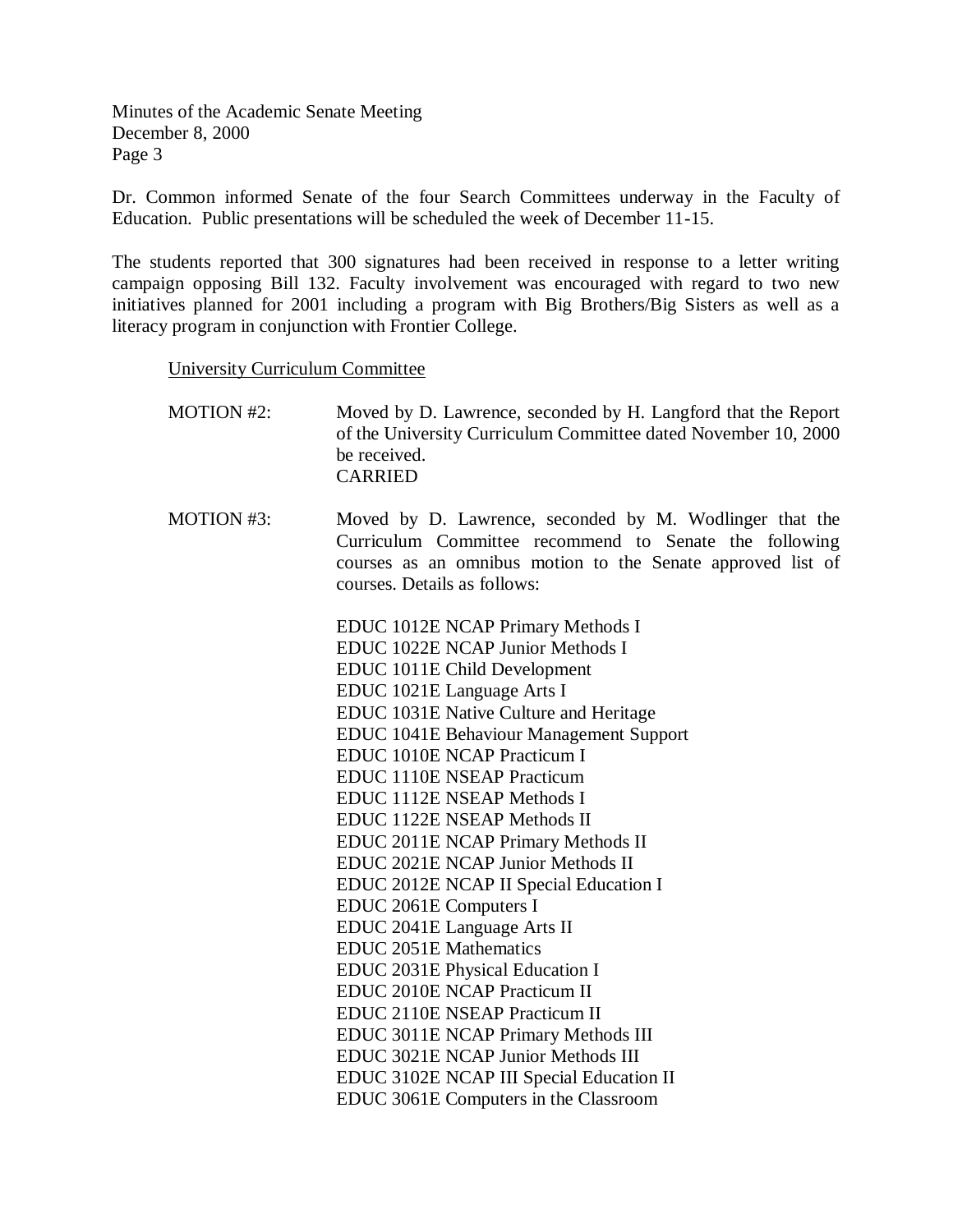Dr. Common informed Senate of the four Search Committees underway in the Faculty of Education. Public presentations will be scheduled the week of December 11-15.

The students reported that 300 signatures had been received in response to a letter writing campaign opposing Bill 132. Faculty involvement was encouraged with regard to two new initiatives planned for 2001 including a program with Big Brothers/Big Sisters as well as a literacy program in conjunction with Frontier College.

University Curriculum Committee

MOTION #2: Moved by D. Lawrence, seconded by H. Langford that the Report of the University Curriculum Committee dated November 10, 2000 be received.
CARRIED

MOTION #3: Moved by D. Lawrence, seconded by M. Wodlinger that the Curriculum Committee recommend to Senate the following courses as an omnibus motion to the Senate approved list of courses. Details as follows:

EDUC 1012E NCAP Primary Methods I
EDUC 1022E NCAP Junior Methods I
EDUC 1011E Child Development
EDUC 1021E Language Arts I
EDUC 1031E Native Culture and Heritage
EDUC 1041E Behaviour Management Support
EDUC 1010E NCAP Practicum I
EDUC 1110E NSEAP Practicum
EDUC 1112E NSEAP Methods I
EDUC 1122E NSEAP Methods II
EDUC 2011E NCAP Primary Methods II
EDUC 2021E NCAP Junior Methods II
EDUC 2012E NCAP II Special Education I
EDUC 2061E Computers I
EDUC 2041E Language Arts II
EDUC 2051E Mathematics
EDUC 2031E Physical Education I
EDUC 2010E NCAP Practicum II
EDUC 2110E NSEAP Practicum II
EDUC 3011E NCAP Primary Methods III
EDUC 3021E NCAP Junior Methods III
EDUC 3102E NCAP III Special Education II
EDUC 3061E Computers in the Classroom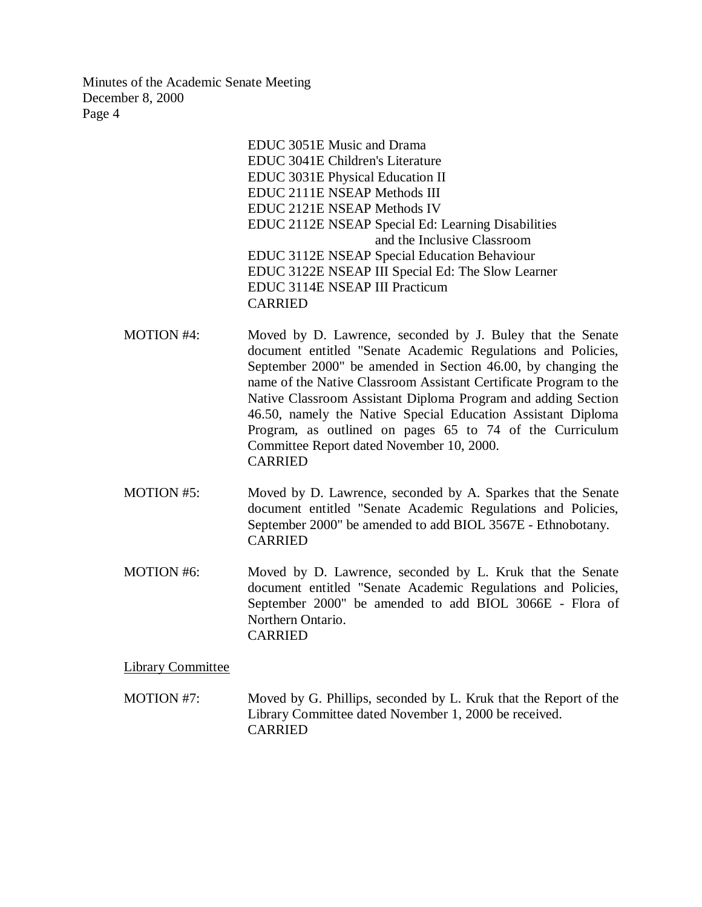EDUC 3051E Music and Drama
EDUC 3041E Children's Literature
EDUC 3031E Physical Education II
EDUC 2111E NSEAP Methods III
EDUC 2121E NSEAP Methods IV
EDUC 2112E NSEAP Special Ed: Learning Disabilities and the Inclusive Classroom
EDUC 3112E NSEAP Special Education Behaviour
EDUC 3122E NSEAP III Special Ed: The Slow Learner
EDUC 3114E NSEAP III Practicum
CARRIED

MOTION #4: Moved by D. Lawrence, seconded by J. Buley that the Senate document entitled "Senate Academic Regulations and Policies, September 2000" be amended in Section 46.00, by changing the name of the Native Classroom Assistant Certificate Program to the Native Classroom Assistant Diploma Program and adding Section 46.50, namely the Native Special Education Assistant Diploma Program, as outlined on pages 65 to 74 of the Curriculum Committee Report dated November 10, 2000.
CARRIED

MOTION #5: Moved by D. Lawrence, seconded by A. Sparkes that the Senate document entitled "Senate Academic Regulations and Policies, September 2000" be amended to add BIOL 3567E - Ethnobotany.
CARRIED

MOTION #6: Moved by D. Lawrence, seconded by L. Kruk that the Senate document entitled "Senate Academic Regulations and Policies, September 2000" be amended to add BIOL 3066E - Flora of Northern Ontario.
CARRIED

Library Committee

MOTION #7: Moved by G. Phillips, seconded by L. Kruk that the Report of the Library Committee dated November 1, 2000 be received.
CARRIED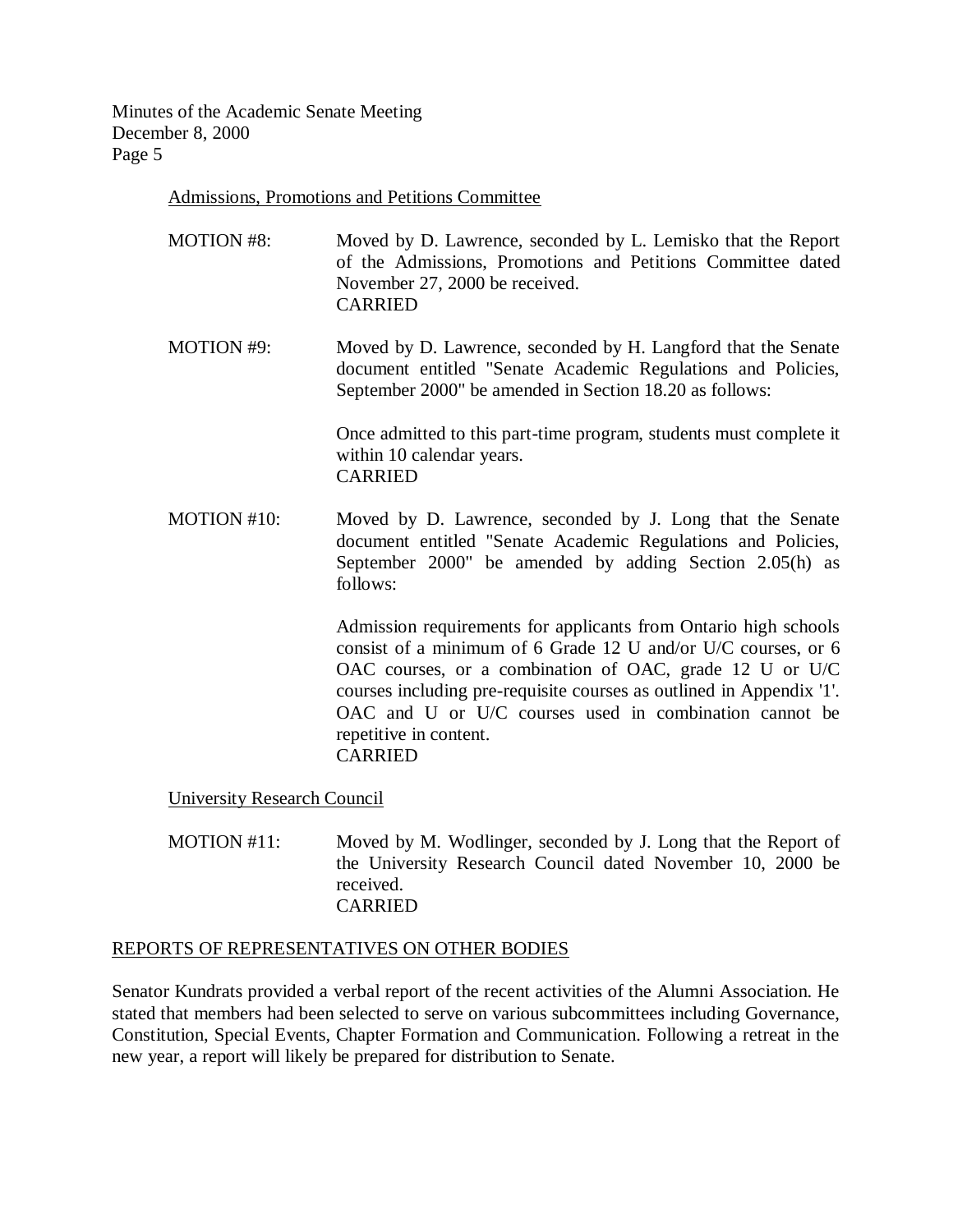Admissions, Promotions and Petitions Committee

MOTION #8: Moved by D. Lawrence, seconded by L. Lemisko that the Report of the Admissions, Promotions and Petitions Committee dated November 27, 2000 be received.
CARRIED

MOTION #9: Moved by D. Lawrence, seconded by H. Langford that the Senate document entitled "Senate Academic Regulations and Policies, September 2000" be amended in Section 18.20 as follows:

Once admitted to this part-time program, students must complete it within 10 calendar years.
CARRIED

MOTION #10: Moved by D. Lawrence, seconded by J. Long that the Senate document entitled "Senate Academic Regulations and Policies, September 2000" be amended by adding Section 2.05(h) as follows:

Admission requirements for applicants from Ontario high schools consist of a minimum of 6 Grade 12 U and/or U/C courses, or 6 OAC courses, or a combination of OAC, grade 12 U or U/C courses including pre-requisite courses as outlined in Appendix '1'. OAC and U or U/C courses used in combination cannot be repetitive in content.
CARRIED

University Research Council

MOTION #11: Moved by M. Wodlinger, seconded by J. Long that the Report of the University Research Council dated November 10, 2000 be received.
CARRIED

## REPORTS OF REPRESENTATIVES ON OTHER BODIES

Senator Kundrats provided a verbal report of the recent activities of the Alumni Association. He stated that members had been selected to serve on various subcommittees including Governance, Constitution, Special Events, Chapter Formation and Communication. Following a retreat in the new year, a report will likely be prepared for distribution to Senate.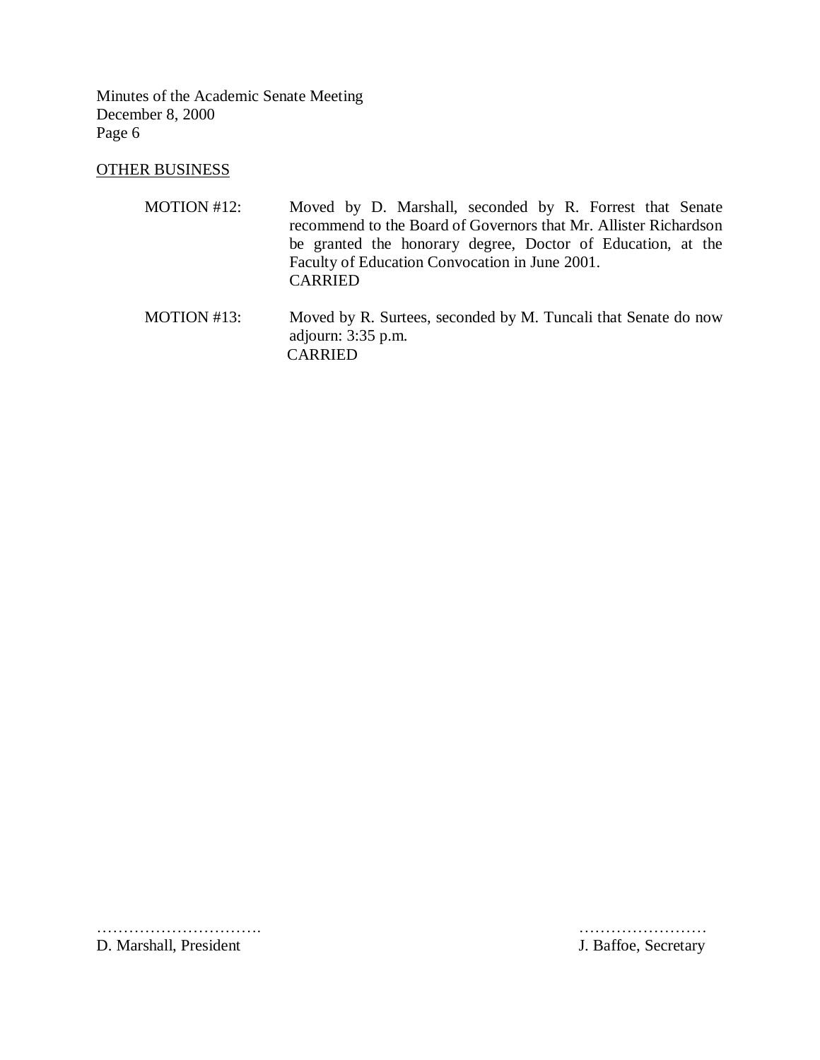## OTHER BUSINESS

MOTION #12: Moved by D. Marshall, seconded by R. Forrest that Senate recommend to the Board of Governors that Mr. Allister Richardson be granted the honorary degree, Doctor of Education, at the Faculty of Education Convocation in June 2001.
CARRIED

MOTION #13: Moved by R. Surtees, seconded by M. Tuncali that Senate do now adjourn: 3:35 p.m.
CARRIED

…………………………. ……………………
D. Marshall, President J. Baffoe, Secretary